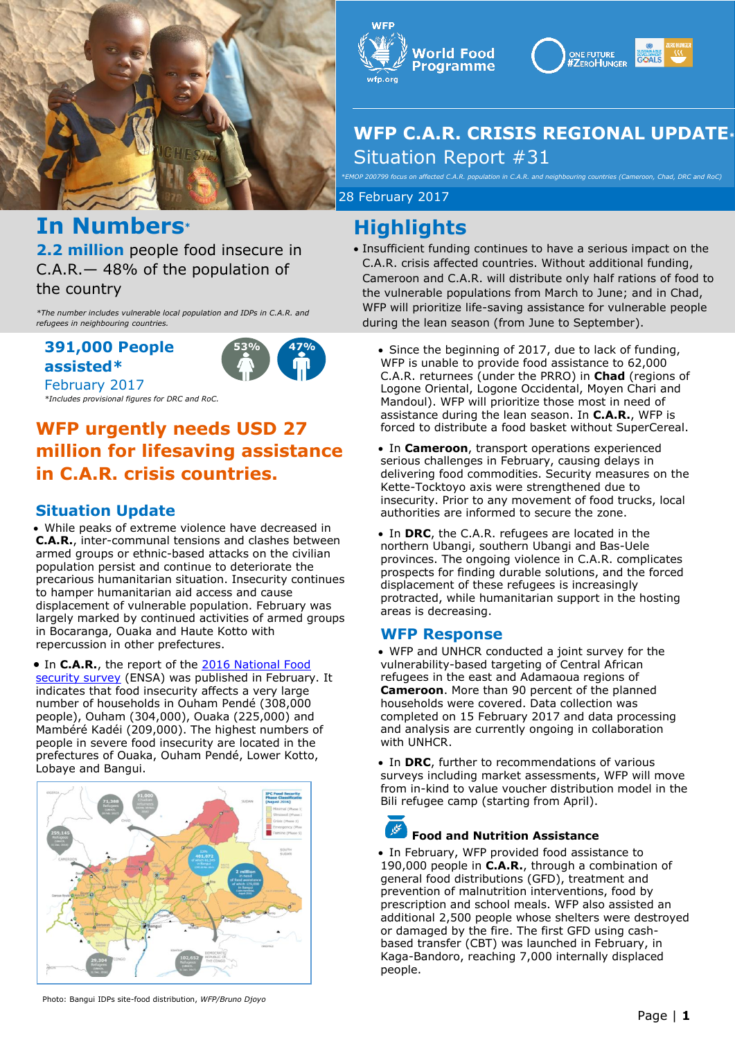# WFP C.A.R. CRISIS REGIONAL UPDATE*

## Situation Report #31

*EMOP 200799 focus on affected C.A.R. population in C.A.R. and neighbouring countries (Cameroon, Chad, DRC and RoC)

28 February 2017

## In Numbers*

**2.2 million** people food insecure in C.A.R.— 48% of the population of the country

*The number includes vulnerable local population and IDPs in C.A.R. and refugees in neighbouring countries.

**391,000 People assisted***

February 2017

53% 47%

*Includes provisional figures for DRC and RoC.

## WFP urgently needs USD 27 million for lifesaving assistance in C.A.R. crisis countries.

## Situation Update

- While peaks of extreme violence have decreased in **C.A.R.**, inter-communal tensions and clashes between armed groups or ethnic-based attacks on the civilian population persist and continue to deteriorate the precarious humanitarian situation. Insecurity continues to hamper humanitarian aid access and cause displacement of vulnerable population. February was largely marked by continued activities of armed groups in Bocaranga, Ouaka and Haute Kotto with repercussion in other prefectures.

- In **C.A.R.**, the report of the 2016 National Food security survey (ENSA) was published in February. It indicates that food insecurity affects a very large number of households in Ouham Pendé (308,000 people), Ouham (304,000), Ouaka (225,000) and Mambéré Kadéi (209,000). The highest numbers of people in severe food insecurity are located in the prefectures of Ouaka, Ouham Pendé, Lower Kotto, Lobaye and Bangui.

Photo: Bangui IDPs site-food distribution, *WFP/Bruno Djoyo*

## Highlights

- Insufficient funding continues to have a serious impact on the C.A.R. crisis affected countries. Without additional funding, Cameroon and C.A.R. will distribute only half rations of food to the vulnerable populations from March to June; and in Chad, WFP will prioritize life-saving assistance for vulnerable people during the lean season (from June to September).

- Since the beginning of 2017, due to lack of funding, WFP is unable to provide food assistance to 62,000 C.A.R. returnees (under the PRRO) in **Chad** (regions of Logone Oriental, Logone Occidental, Moyen Chari and Mandoul). WFP will prioritize those most in need of assistance during the lean season. In **C.A.R.**, WFP is forced to distribute a food basket without SuperCereal.

- In **Cameroon**, transport operations experienced serious challenges in February, causing delays in delivering food commodities. Security measures on the Kette-Tocktoyo axis were strengthened due to insecurity. Prior to any movement of food trucks, local authorities are informed to secure the zone.

- In **DRC**, the C.A.R. refugees are located in the northern Ubangi, southern Ubangi and Bas-Uele provinces. The ongoing violence in C.A.R. complicates prospects for finding durable solutions, and the forced displacement of these refugees is increasingly protracted, while humanitarian support in the hosting areas is decreasing.

## WFP Response

- WFP and UNHCR conducted a joint survey for the vulnerability-based targeting of Central African refugees in the east and Adamaoua regions of **Cameroon**. More than 90 percent of the planned households were covered. Data collection was completed on 15 February 2017 and data processing and analysis are currently ongoing in collaboration with UNHCR.

- In **DRC**, further to recommendations of various surveys including market assessments, WFP will move from in-kind to value voucher distribution model in the Bili refugee camp (starting from April).

### Food and Nutrition Assistance

- In February, WFP provided food assistance to 190,000 people in **C.A.R.**, through a combination of general food distributions (GFD), treatment and prevention of malnutrition interventions, food by prescription and school meals. WFP also assisted an additional 2,500 people whose shelters were destroyed or damaged by the fire. The first GFD using cash-based transfer (CBT) was launched in February, in Kaga-Bandoro, reaching 7,000 internally displaced people.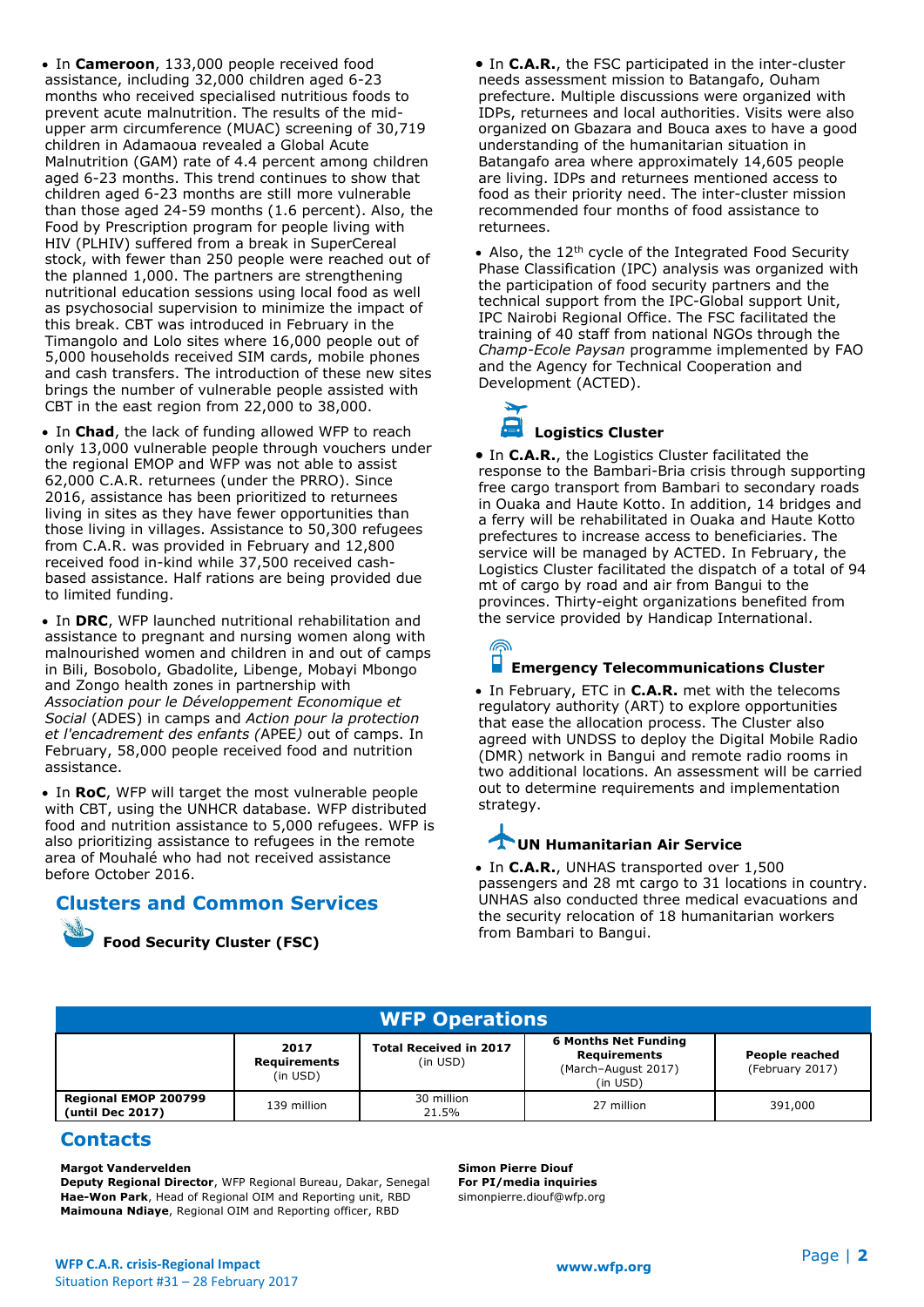- In **Cameroon**, 133,000 people received food assistance, including 32,000 children aged 6-23 months who received specialised nutritious foods to prevent acute malnutrition. The results of the mid-upper arm circumference (MUAC) screening of 30,719 children in Adamaoua revealed a Global Acute Malnutrition (GAM) rate of 4.4 percent among children aged 6-23 months. This trend continues to show that children aged 6-23 months are still more vulnerable than those aged 24-59 months (1.6 percent). Also, the Food by Prescription program for people living with HIV (PLHIV) suffered from a break in SuperCereal stock, with fewer than 250 people were reached out of the planned 1,000. The partners are strengthening nutritional education sessions using local food as well as psychosocial supervision to minimize the impact of this break. CBT was introduced in February in the Timangolo and Lolo sites where 16,000 people out of 5,000 households received SIM cards, mobile phones and cash transfers. The introduction of these new sites brings the number of vulnerable people assisted with CBT in the east region from 22,000 to 38,000.
- In **Chad**, the lack of funding allowed WFP to reach only 13,000 vulnerable people through vouchers under the regional EMOP and WFP was not able to assist 62,000 C.A.R. returnees (under the PRRO). Since 2016, assistance has been prioritized to returnees living in sites as they have fewer opportunities than those living in villages. Assistance to 50,300 refugees from C.A.R. was provided in February and 12,800 received food in-kind while 37,500 received cash-based assistance. Half rations are being provided due to limited funding.
- In **DRC**, WFP launched nutritional rehabilitation and assistance to pregnant and nursing women along with malnourished women and children in and out of camps in Bili, Bosobolo, Gbadolite, Libenge, Mobayi Mbongo and Zongo health zones in partnership with *Association pour le Développement Economique et Social* (ADES) in camps and *Action pour la protection et l'encadrement des enfants (*APEE*)* out of camps. In February, 58,000 people received food and nutrition assistance.
- In **RoC**, WFP will target the most vulnerable people with CBT, using the UNHCR database. WFP distributed food and nutrition assistance to 5,000 refugees. WFP is also prioritizing assistance to refugees in the remote area of Mouhalé who had not received assistance before October 2016.

## Clusters and Common Services

### Food Security Cluster (FSC)

- In **C.A.R.**, the FSC participated in the inter-cluster needs assessment mission to Batangafo, Ouham prefecture. Multiple discussions were organized with IDPs, returnees and local authorities. Visits were also organized on Gbazara and Bouca axes to have a good understanding of the humanitarian situation in Batangafo area where approximately 14,605 people are living. IDPs and returnees mentioned access to food as their priority need. The inter-cluster mission recommended four months of food assistance to returnees.
- Also, the 12th cycle of the Integrated Food Security Phase Classification (IPC) analysis was organized with the participation of food security partners and the technical support from the IPC-Global support Unit, IPC Nairobi Regional Office. The FSC facilitated the training of 40 staff from national NGOs through the *Champ-Ecole Paysan* programme implemented by FAO and the Agency for Technical Cooperation and Development (ACTED).

### Logistics Cluster

- In **C.A.R.**, the Logistics Cluster facilitated the response to the Bambari-Bria crisis through supporting free cargo transport from Bambari to secondary roads in Ouaka and Haute Kotto. In addition, 14 bridges and a ferry will be rehabilitated in Ouaka and Haute Kotto prefectures to increase access to beneficiaries. The service will be managed by ACTED. In February, the Logistics Cluster facilitated the dispatch of a total of 94 mt of cargo by road and air from Bangui to the provinces. Thirty-eight organizations benefited from the service provided by Handicap International.

### Emergency Telecommunications Cluster

- In February, ETC in **C.A.R.** met with the telecoms regulatory authority (ART) to explore opportunities that ease the allocation process. The Cluster also agreed with UNDSS to deploy the Digital Mobile Radio (DMR) network in Bangui and remote radio rooms in two additional locations. An assessment will be carried out to determine requirements and implementation strategy.

### UN Humanitarian Air Service

- In **C.A.R.**, UNHAS transported over 1,500 passengers and 28 mt cargo to 31 locations in country. UNHAS also conducted three medical evacuations and the security relocation of 18 humanitarian workers from Bambari to Bangui.

## WFP Operations

| | 2017 Requirements (in USD) | Total Received in 2017 (in USD) | 6 Months Net Funding Requirements (March–August 2017) (in USD) | People reached (February 2017) |
|---|---|---|---|---|
| **Regional EMOP 200799 (until Dec 2017)** | 139 million | 30 million 21.5% | 27 million | 391,000 |

## Contacts

**Margot Vandervelden**
**Deputy Regional Director**, WFP Regional Bureau, Dakar, Senegal
**Hae-Won Park**, Head of Regional OIM and Reporting unit, RBD
**Maimouna Ndiaye**, Regional OIM and Reporting officer, RBD

**Simon Pierre Diouf**
**For PI/media inquiries**
simonpierre.diouf@wfp.org